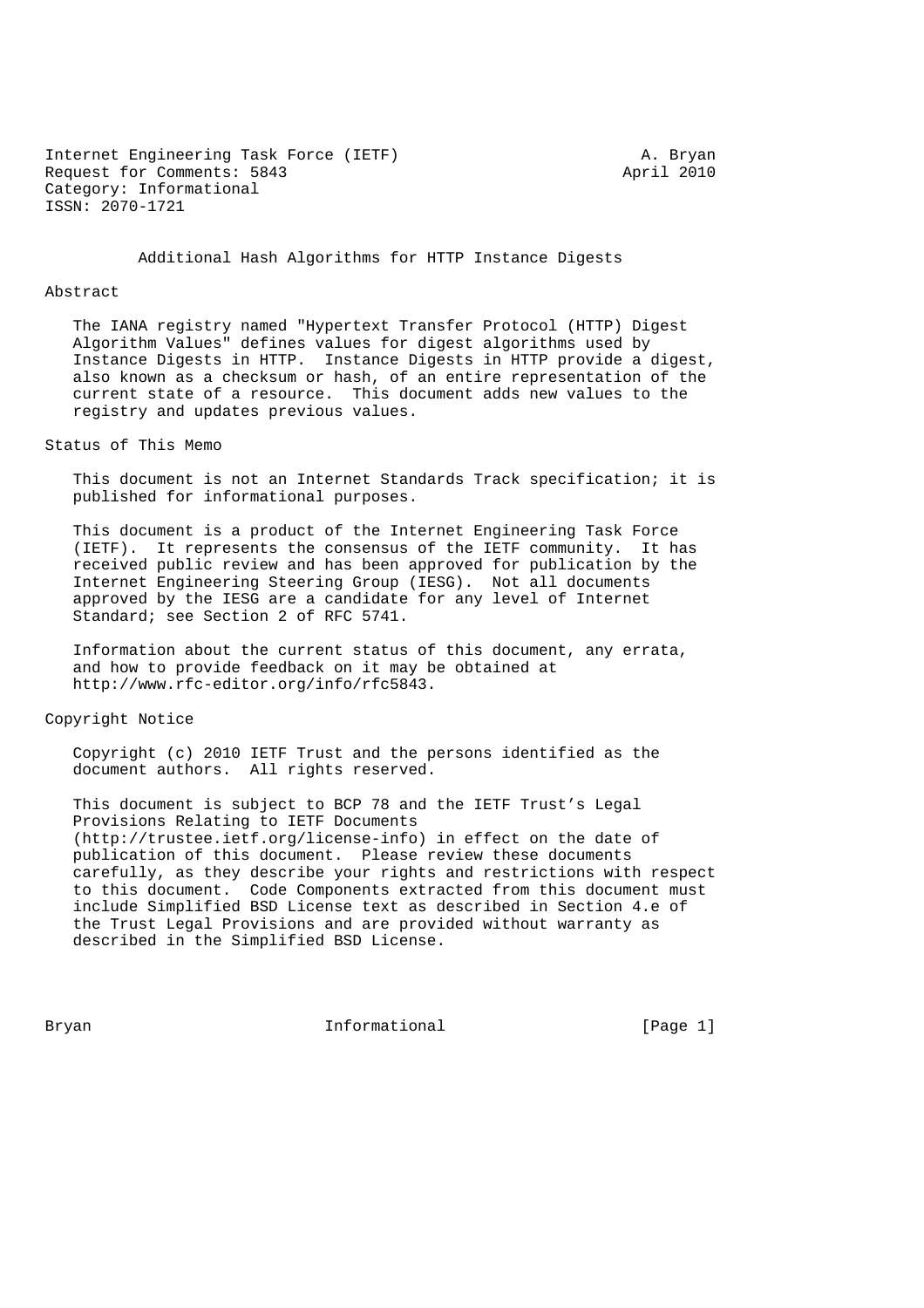Internet Engineering Task Force (IETF) A. Bryan
Request for Comments: 5843 April 2010
Category: Informational
ISSN: 2070-1721

# Additional Hash Algorithms for HTTP Instance Digests

## Abstract

The IANA registry named "Hypertext Transfer Protocol (HTTP) Digest Algorithm Values" defines values for digest algorithms used by Instance Digests in HTTP. Instance Digests in HTTP provide a digest, also known as a checksum or hash, of an entire representation of the current state of a resource. This document adds new values to the registry and updates previous values.

## Status of This Memo

This document is not an Internet Standards Track specification; it is published for informational purposes.

This document is a product of the Internet Engineering Task Force (IETF). It represents the consensus of the IETF community. It has received public review and has been approved for publication by the Internet Engineering Steering Group (IESG). Not all documents approved by the IESG are a candidate for any level of Internet Standard; see Section 2 of RFC 5741.

Information about the current status of this document, any errata, and how to provide feedback on it may be obtained at http://www.rfc-editor.org/info/rfc5843.

## Copyright Notice

Copyright (c) 2010 IETF Trust and the persons identified as the document authors. All rights reserved.

This document is subject to BCP 78 and the IETF Trust's Legal Provisions Relating to IETF Documents (http://trustee.ietf.org/license-info) in effect on the date of publication of this document. Please review these documents carefully, as they describe your rights and restrictions with respect to this document. Code Components extracted from this document must include Simplified BSD License text as described in Section 4.e of the Trust Legal Provisions and are provided without warranty as described in the Simplified BSD License.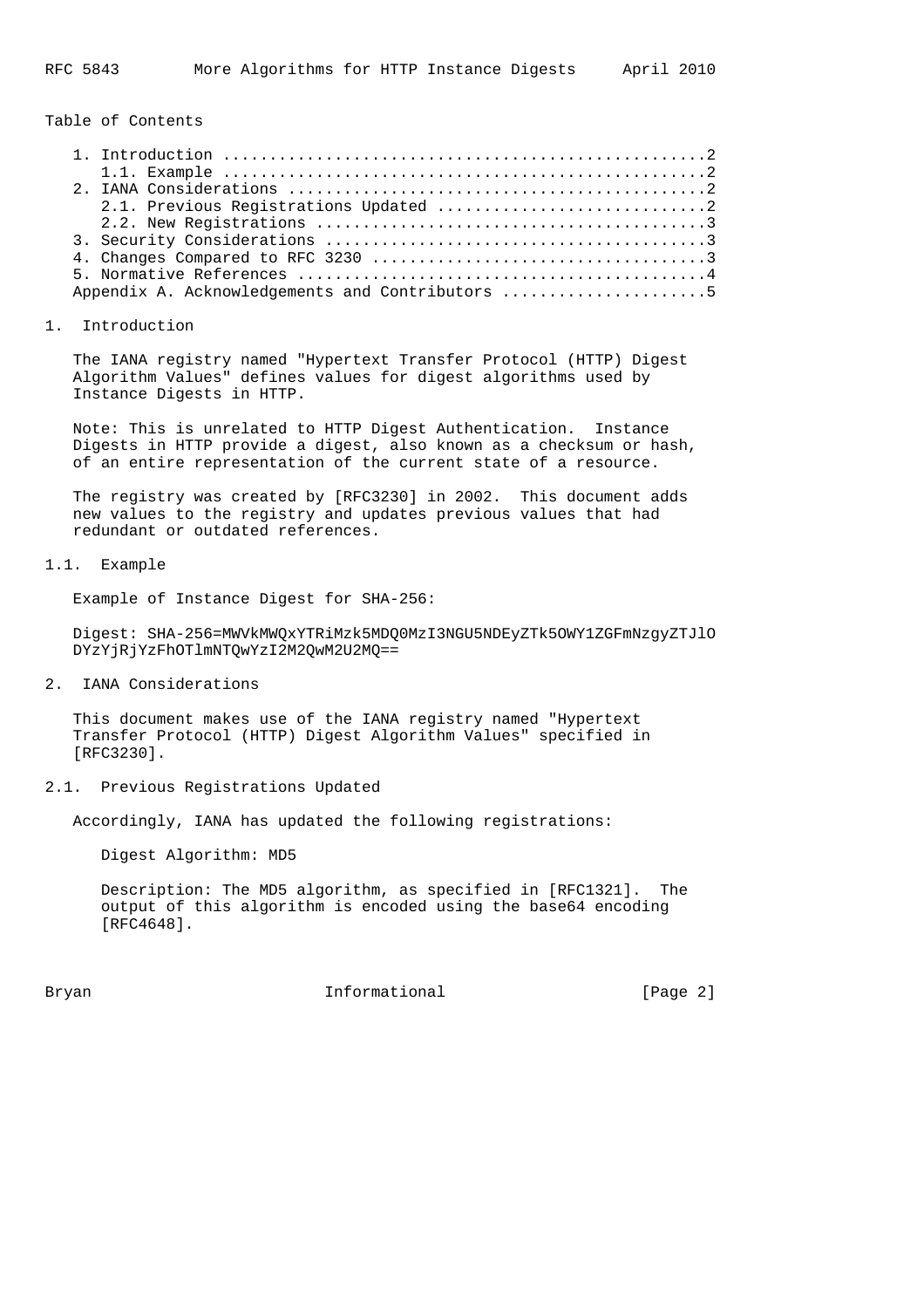Table of Contents

1. Introduction ....................................................2
   1.1. Example ...................................................2
2. IANA Considerations ............................................2
   2.1. Previous Registrations Updated ............................2
   2.2. New Registrations .........................................3
3. Security Considerations ........................................3
4. Changes Compared to RFC 3230 ...................................3
5. Normative References ...........................................4
Appendix A. Acknowledgements and Contributors .....................5

# 1. Introduction

The IANA registry named "Hypertext Transfer Protocol (HTTP) Digest Algorithm Values" defines values for digest algorithms used by Instance Digests in HTTP.

Note: This is unrelated to HTTP Digest Authentication. Instance Digests in HTTP provide a digest, also known as a checksum or hash, of an entire representation of the current state of a resource.

The registry was created by [RFC3230] in 2002. This document adds new values to the registry and updates previous values that had redundant or outdated references.

## 1.1. Example

Example of Instance Digest for SHA-256:

```
Digest: SHA-256=MWVkMWQxYTRiMzk5MDQ0MzI3NGU5NDEyZTk5OWY1ZGFmNzgyZTJlO
DYzYjRjYzFhOTlmNTQwYzI2M2QwM2U2MQ==
```

# 2. IANA Considerations

This document makes use of the IANA registry named "Hypertext Transfer Protocol (HTTP) Digest Algorithm Values" specified in [RFC3230].

## 2.1. Previous Registrations Updated

Accordingly, IANA has updated the following registrations:

Digest Algorithm: MD5

Description: The MD5 algorithm, as specified in [RFC1321]. The output of this algorithm is encoded using the base64 encoding [RFC4648].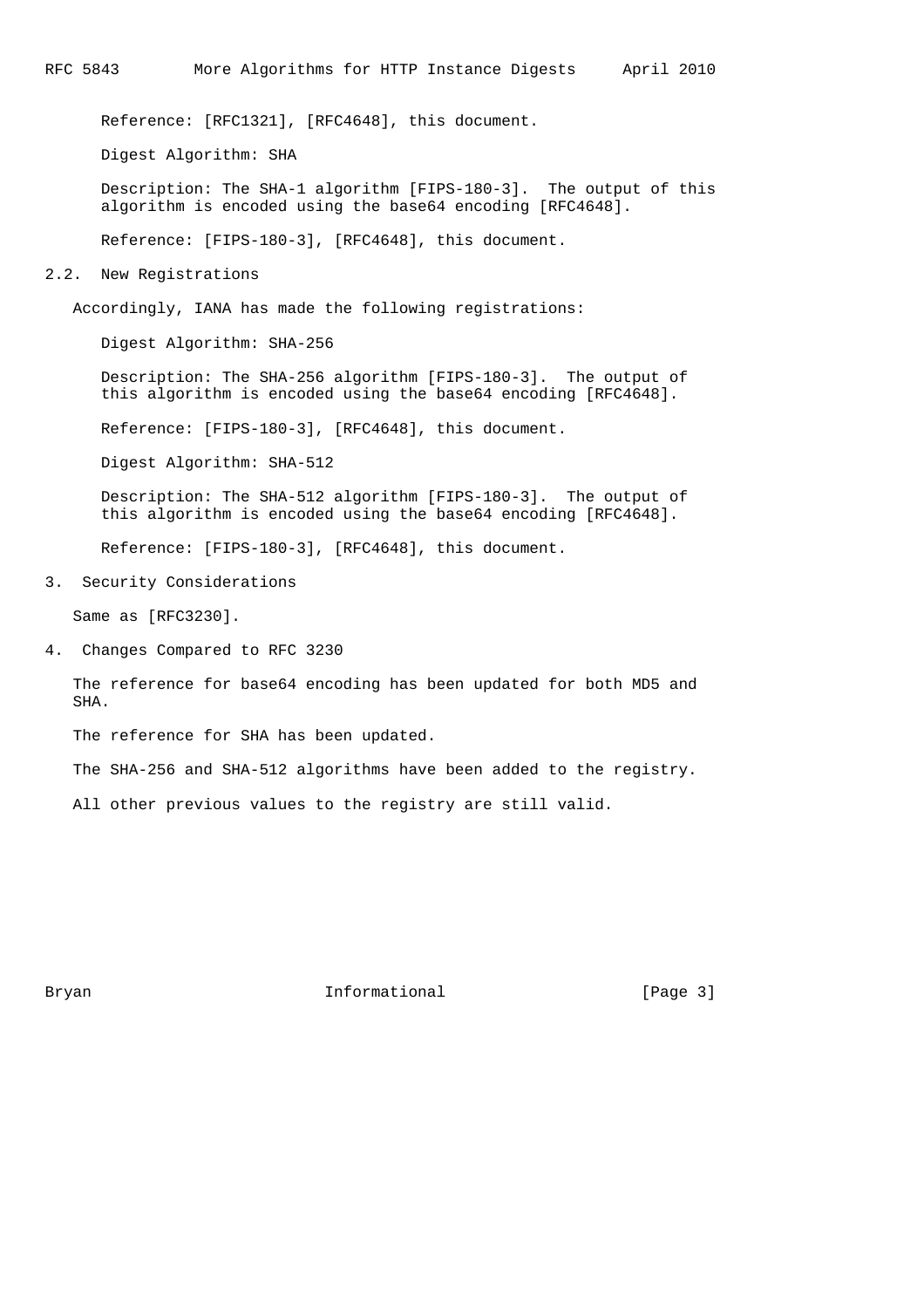Reference: [RFC1321], [RFC4648], this document.

Digest Algorithm: SHA

Description: The SHA-1 algorithm [FIPS-180-3]. The output of this algorithm is encoded using the base64 encoding [RFC4648].

Reference: [FIPS-180-3], [RFC4648], this document.

## 2.2. New Registrations

Accordingly, IANA has made the following registrations:

Digest Algorithm: SHA-256

Description: The SHA-256 algorithm [FIPS-180-3]. The output of this algorithm is encoded using the base64 encoding [RFC4648].

Reference: [FIPS-180-3], [RFC4648], this document.

Digest Algorithm: SHA-512

Description: The SHA-512 algorithm [FIPS-180-3]. The output of this algorithm is encoded using the base64 encoding [RFC4648].

Reference: [FIPS-180-3], [RFC4648], this document.

# 3. Security Considerations

Same as [RFC3230].

# 4. Changes Compared to RFC 3230

The reference for base64 encoding has been updated for both MD5 and SHA.

The reference for SHA has been updated.

The SHA-256 and SHA-512 algorithms have been added to the registry.

All other previous values to the registry are still valid.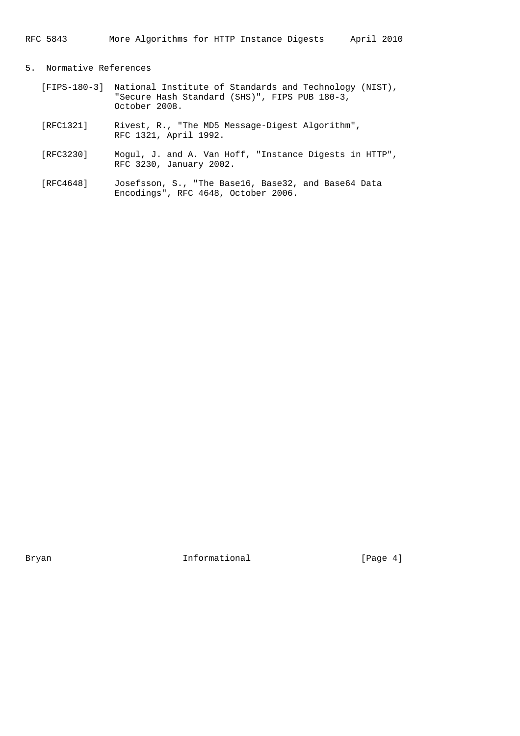## 5. Normative References

[FIPS-180-3] National Institute of Standards and Technology (NIST), "Secure Hash Standard (SHS)", FIPS PUB 180-3, October 2008.

[RFC1321] Rivest, R., "The MD5 Message-Digest Algorithm", RFC 1321, April 1992.

[RFC3230] Mogul, J. and A. Van Hoff, "Instance Digests in HTTP", RFC 3230, January 2002.

[RFC4648] Josefsson, S., "The Base16, Base32, and Base64 Data Encodings", RFC 4648, October 2006.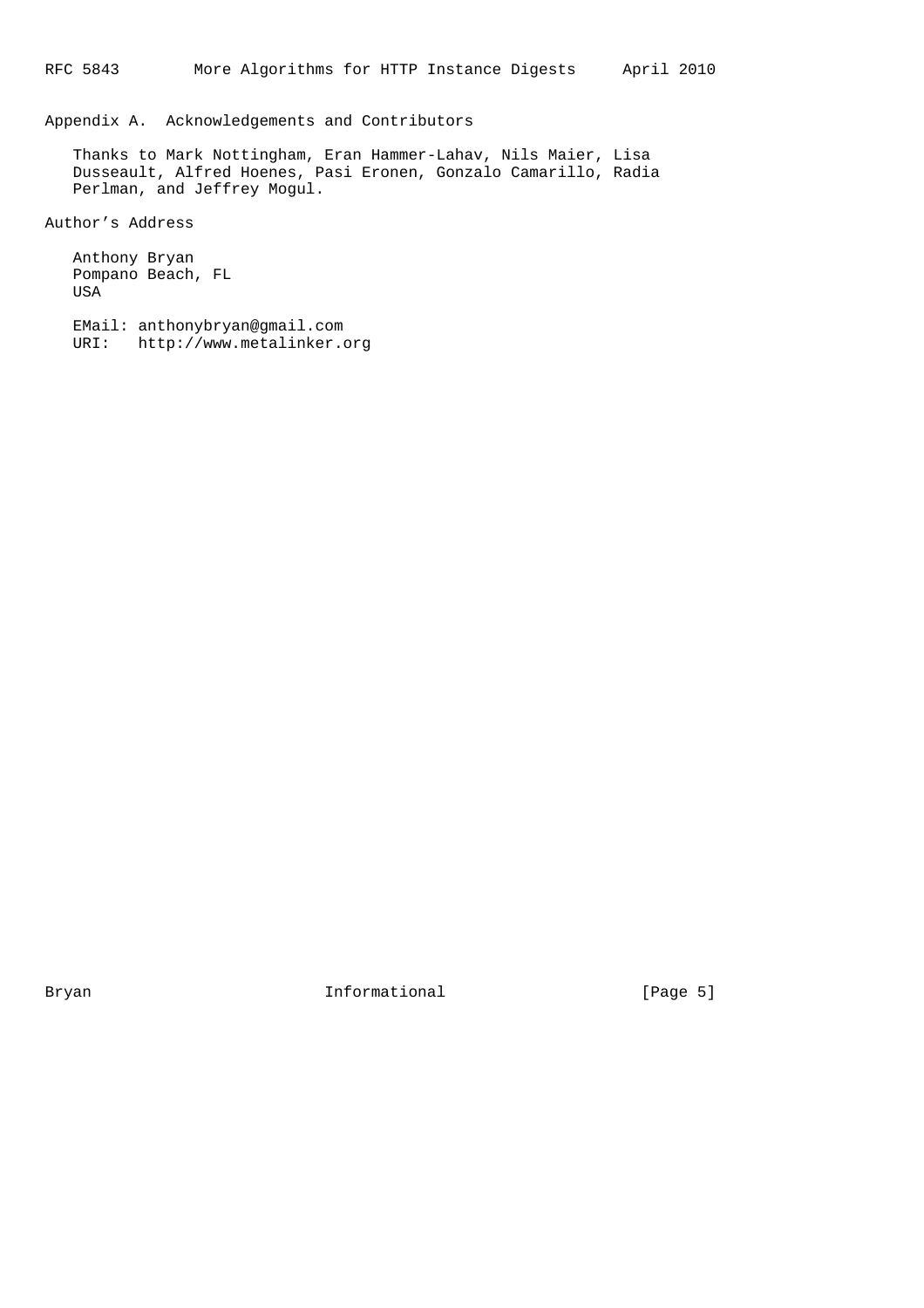## Appendix A.  Acknowledgements and Contributors

Thanks to Mark Nottingham, Eran Hammer-Lahav, Nils Maier, Lisa Dusseault, Alfred Hoenes, Pasi Eronen, Gonzalo Camarillo, Radia Perlman, and Jeffrey Mogul.

## Author's Address

Anthony Bryan
Pompano Beach, FL
USA

EMail: anthonybryan@gmail.com
URI:   http://www.metalinker.org